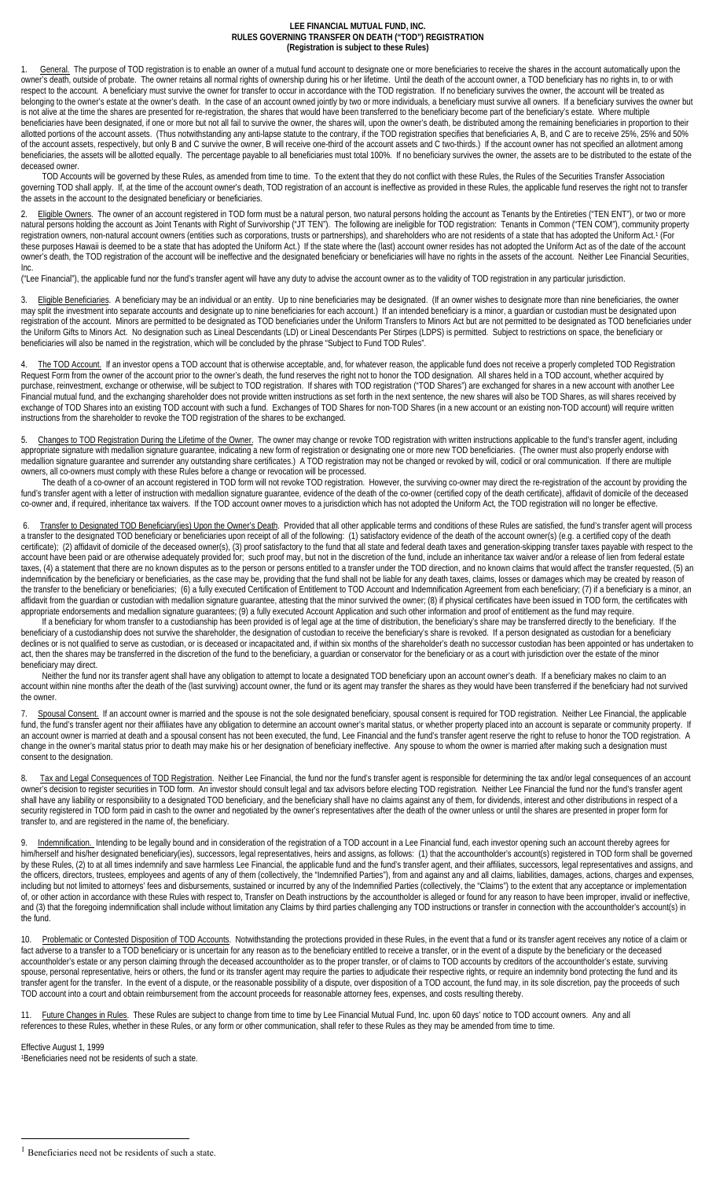**LEE FINANCIAL MUTUAL FUND, INC.**
**RULES GOVERNING TRANSFER ON DEATH ("TOD") REGISTRATION**
**(Registration is subject to these Rules)**

1. General. The purpose of TOD registration is to enable an owner of a mutual fund account to designate one or more beneficiaries to receive the shares in the account automatically upon the owner's death, outside of probate. The owner retains all normal rights of ownership during his or her lifetime. Until the death of the account owner, a TOD beneficiary has no rights in, to or with respect to the account. A beneficiary must survive the owner for transfer to occur in accordance with the TOD registration. If no beneficiary survives the owner, the account will be treated as belonging to the owner's estate at the owner's death. In the case of an account owned jointly by two or more individuals, a beneficiary must survive all owners. If a beneficiary survives the owner but is not alive at the time the shares are presented for re-registration, the shares that would have been transferred to the beneficiary become part of the beneficiary's estate. Where multiple beneficiaries have been designated, if one or more but not all fail to survive the owner, the shares will, upon the owner's death, be distributed among the remaining beneficiaries in proportion to their allotted portions of the account assets. (Thus notwithstanding any anti-lapse statute to the contrary, if the TOD registration specifies that beneficiaries A, B, and C are to receive 25%, 25% and 50% of the account assets, respectively, but only B and C survive the owner, B will receive one-third of the account assets and C two-thirds.) If the account owner has not specified an allotment among beneficiaries, the assets will be allotted equally. The percentage payable to all beneficiaries must total 100%. If no beneficiary survives the owner, the assets are to be distributed to the estate of the deceased owner.

TOD Accounts will be governed by these Rules, as amended from time to time. To the extent that they do not conflict with these Rules, the Rules of the Securities Transfer Association governing TOD shall apply. If, at the time of the account owner's death, TOD registration of an account is ineffective as provided in these Rules, the applicable fund reserves the right not to transfer the assets in the account to the designated beneficiary or beneficiaries.

2. Eligible Owners. The owner of an account registered in TOD form must be a natural person, two natural persons holding the account as Tenants by the Entireties ("TEN ENT"), or two or more natural persons holding the account as Joint Tenants with Right of Survivorship ("JT TEN"). The following are ineligible for TOD registration: Tenants in Common ("TEN COM"), community property registration owners, non-natural account owners (entities such as corporations, trusts or partnerships), and shareholders who are not residents of a state that has adopted the Uniform Act.[1] (For these purposes Hawaii is deemed to be a state that has adopted the Uniform Act.) If the state where the (last) account owner resides has not adopted the Uniform Act as of the date of the account owner's death, the TOD registration of the account will be ineffective and the designated beneficiary or beneficiaries will have no rights in the assets of the account. Neither Lee Financial Securities, Inc.
("Lee Financial"), the applicable fund nor the fund's transfer agent will have any duty to advise the account owner as to the validity of TOD registration in any particular jurisdiction.

3. Eligible Beneficiaries. A beneficiary may be an individual or an entity. Up to nine beneficiaries may be designated. (If an owner wishes to designate more than nine beneficiaries, the owner may split the investment into separate accounts and designate up to nine beneficiaries for each account.) If an intended beneficiary is a minor, a guardian or custodian must be designated upon registration of the account. Minors are permitted to be designated as TOD beneficiaries under the Uniform Transfers to Minors Act but are not permitted to be designated as TOD beneficiaries under the Uniform Gifts to Minors Act. No designation such as Lineal Descendants (LD) or Lineal Descendants Per Stirpes (LDPS) is permitted. Subject to restrictions on space, the beneficiary or beneficiaries will also be named in the registration, which will be concluded by the phrase "Subject to Fund TOD Rules".

4. The TOD Account. If an investor opens a TOD account that is otherwise acceptable, and, for whatever reason, the applicable fund does not receive a properly completed TOD Registration Request Form from the owner of the account prior to the owner's death, the fund reserves the right not to honor the TOD designation. All shares held in a TOD account, whether acquired by purchase, reinvestment, exchange or otherwise, will be subject to TOD registration. If shares with TOD registration ("TOD Shares") are exchanged for shares in a new account with another Lee Financial mutual fund, and the exchanging shareholder does not provide written instructions as set forth in the next sentence, the new shares will also be TOD Shares, as will shares received by exchange of TOD Shares into an existing TOD account with such a fund. Exchanges of TOD Shares for non-TOD Shares (in a new account or an existing non-TOD account) will require written instructions from the shareholder to revoke the TOD registration of the shares to be exchanged.

5. Changes to TOD Registration During the Lifetime of the Owner. The owner may change or revoke TOD registration with written instructions applicable to the fund's transfer agent, including appropriate signature with medallion signature guarantee, indicating a new form of registration or designating one or more new TOD beneficiaries. (The owner must also properly endorse with medallion signature guarantee and surrender any outstanding share certificates.) A TOD registration may not be changed or revoked by will, codicil or oral communication. If there are multiple owners, all co-owners must comply with these Rules before a change or revocation will be processed.

The death of a co-owner of an account registered in TOD form will not revoke TOD registration. However, the surviving co-owner may direct the re-registration of the account by providing the fund's transfer agent with a letter of instruction with medallion signature guarantee, evidence of the death of the co-owner (certified copy of the death certificate), affidavit of domicile of the deceased co-owner and, if required, inheritance tax waivers. If the TOD account owner moves to a jurisdiction which has not adopted the Uniform Act, the TOD registration will no longer be effective.

6. Transfer to Designated TOD Beneficiary(ies) Upon the Owner's Death. Provided that all other applicable terms and conditions of these Rules are satisfied, the fund's transfer agent will process a transfer to the designated TOD beneficiary or beneficiaries upon receipt of all of the following: (1) satisfactory evidence of the death of the account owner(s) (e.g. a certified copy of the death certificate); (2) affidavit of domicile of the deceased owner(s), (3) proof satisfactory to the fund that all state and federal death taxes and generation-skipping transfer taxes payable with respect to the account have been paid or are otherwise adequately provided for; such proof may, but not in the discretion of the fund, include an inheritance tax waiver and/or a release of lien from federal estate taxes, (4) a statement that there are no known disputes as to the person or persons entitled to a transfer under the TOD direction, and no known claims that would affect the transfer requested, (5) an indemnification by the beneficiary or beneficiaries, as the case may be, providing that the fund shall not be liable for any death taxes, claims, losses or damages which may be created by reason of the transfer to the beneficiary or beneficiaries; (6) a fully executed Certification of Entitlement to TOD Account and Indemnification Agreement from each beneficiary; (7) if a beneficiary is a minor, an affidavit from the guardian or custodian with medallion signature guarantee, attesting that the minor survived the owner; (8) if physical certificates have been issued in TOD form, the certificates with appropriate endorsements and medallion signature guarantees; (9) a fully executed Account Application and such other information and proof of entitlement as the fund may require.

If a beneficiary for whom transfer to a custodianship has been provided is of legal age at the time of distribution, the beneficiary's share may be transferred directly to the beneficiary. If the beneficiary of a custodianship does not survive the shareholder, the designation of custodian to receive the beneficiary's share is revoked. If a person designated as custodian for a beneficiary declines or is not qualified to serve as custodian, or is deceased or incapacitated and, if within six months of the shareholder's death no successor custodian has been appointed or has undertaken to act, then the shares may be transferred in the discretion of the fund to the beneficiary, a guardian or conservator for the beneficiary or as a court with jurisdiction over the estate of the minor beneficiary may direct.

Neither the fund nor its transfer agent shall have any obligation to attempt to locate a designated TOD beneficiary upon an account owner's death. If a beneficiary makes no claim to an account within nine months after the death of the (last surviving) account owner, the fund or its agent may transfer the shares as they would have been transferred if the beneficiary had not survived the owner.

7. Spousal Consent. If an account owner is married and the spouse is not the sole designated beneficiary, spousal consent is required for TOD registration. Neither Lee Financial, the applicable fund, the fund's transfer agent nor their affiliates have any obligation to determine an account owner's marital status, or whether property placed into an account is separate or community property. If an account owner is married at death and a spousal consent has not been executed, the fund, Lee Financial and the fund's transfer agent reserve the right to refuse to honor the TOD registration. A change in the owner's marital status prior to death may make his or her designation of beneficiary ineffective. Any spouse to whom the owner is married after making such a designation must consent to the designation.

8. Tax and Legal Consequences of TOD Registration. Neither Lee Financial, the fund nor the fund's transfer agent is responsible for determining the tax and/or legal consequences of an account owner's decision to register securities in TOD form. An investor should consult legal and tax advisors before electing TOD registration. Neither Lee Financial the fund nor the fund's transfer agent shall have any liability or responsibility to a designated TOD beneficiary, and the beneficiary shall have no claims against any of them, for dividends, interest and other distributions in respect of a security registered in TOD form paid in cash to the owner and negotiated by the owner's representatives after the death of the owner unless or until the shares are presented in proper form for transfer to, and are registered in the name of, the beneficiary.

9. Indemnification. Intending to be legally bound and in consideration of the registration of a TOD account in a Lee Financial fund, each investor opening such an account thereby agrees for him/herself and his/her designated beneficiary(ies), successors, legal representatives, heirs and assigns, as follows: (1) that the accountholder's account(s) registered in TOD form shall be governed by these Rules, (2) to at all times indemnify and save harmless Lee Financial, the applicable fund and the fund's transfer agent, and their affiliates, successors, legal representatives and assigns, and the officers, directors, trustees, employees and agents of any of them (collectively, the "Indemnified Parties"), from and against any and all claims, liabilities, damages, actions, charges and expenses, including but not limited to attorneys' fees and disbursements, sustained or incurred by any of the Indemnified Parties (collectively, the "Claims") to the extent that any acceptance or implementation of, or other action in accordance with these Rules with respect to, Transfer on Death instructions by the accountholder is alleged or found for any reason to have been improper, invalid or ineffective, and (3) that the foregoing indemnification shall include without limitation any Claims by third parties challenging any TOD instructions or transfer in connection with the accountholder's account(s) in the fund.

10. Problematic or Contested Disposition of TOD Accounts. Notwithstanding the protections provided in these Rules, in the event that a fund or its transfer agent receives any notice of a claim or fact adverse to a transfer to a TOD beneficiary or is uncertain for any reason as to the beneficiary entitled to receive a transfer, or in the event of a dispute by the beneficiary or the deceased accountholder's estate or any person claiming through the deceased accountholder as to the proper transfer, or of claims to TOD accounts by creditors of the accountholder's estate, surviving spouse, personal representative, heirs or others, the fund or its transfer agent may require the parties to adjudicate their respective rights, or require an indemnity bond protecting the fund and its transfer agent for the transfer. In the event of a dispute, or the reasonable possibility of a dispute, over disposition of a TOD account, the fund may, in its sole discretion, pay the proceeds of such TOD account into a court and obtain reimbursement from the account proceeds for reasonable attorney fees, expenses, and costs resulting thereby.

11. Future Changes in Rules. These Rules are subject to change from time to time by Lee Financial Mutual Fund, Inc. upon 60 days' notice to TOD account owners. Any and all references to these Rules, whether in these Rules, or any form or other communication, shall refer to these Rules as they may be amended from time to time.

Effective August 1, 1999

[1] Beneficiaries need not be residents of such a state.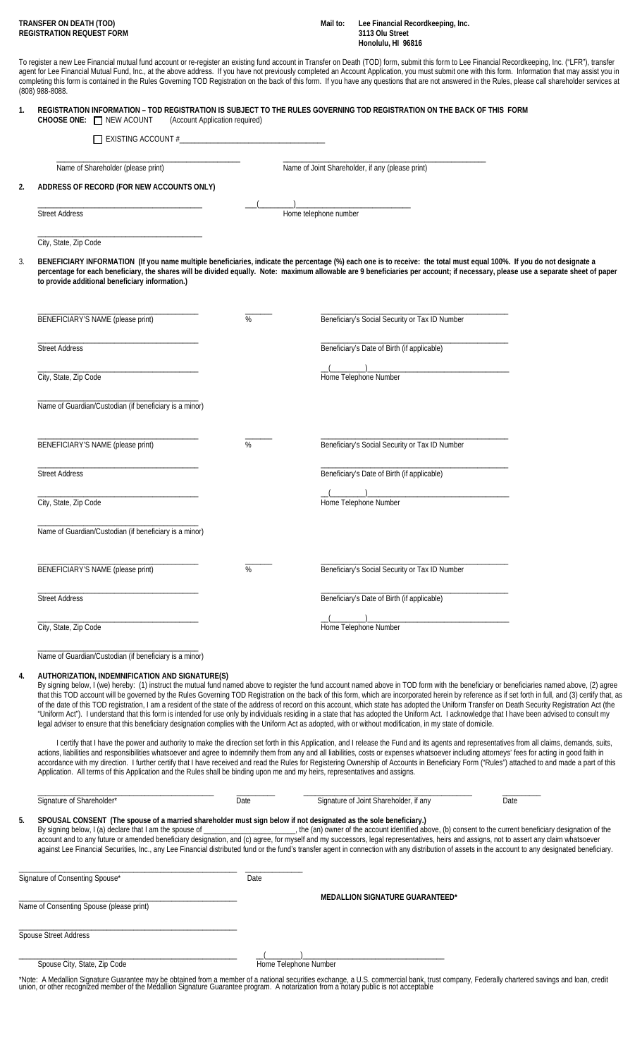**TRANSFER ON DEATH (TOD)**
**REGISTRATION REQUEST FORM**

**Mail to: Lee Financial Recordkeeping, Inc.**
**3113 Olu Street**
**Honolulu, HI 96816**

To register a new Lee Financial mutual fund account or re-register an existing fund account in Transfer on Death (TOD) form, submit this form to Lee Financial Recordkeeping, Inc. ("LFR"), transfer agent for Lee Financial Mutual Fund, Inc., at the above address. If you have not previously completed an Account Application, you must submit one with this form. Information that may assist you in completing this form is contained in the Rules Governing TOD Registration on the back of this form. If you have any questions that are not answered in the Rules, please call shareholder services at (808) 988-8088.

**1. REGISTRATION INFORMATION – TOD REGISTRATION IS SUBJECT TO THE RULES GOVERNING TOD REGISTRATION ON THE BACK OF THIS FORM**

**CHOOSE ONE:** ☐ NEW ACOUNT (Account Application required)

☐ EXISTING ACCOUNT #________________________

________________________ Name of Shareholder (please print)

________________________ Name of Joint Shareholder, if any (please print)

**2. ADDRESS OF RECORD (FOR NEW ACCOUNTS ONLY)**

________________________ Street Address

(______)________________ Home telephone number

________________________ City, State, Zip Code

**3. BENEFICIARY INFORMATION (If you name multiple beneficiaries, indicate the percentage (%) each one is to receive: the total must equal 100%. If you do not designate a percentage for each beneficiary, the shares will be divided equally. Note: maximum allowable are 9 beneficiaries per account; if necessary, please use a separate sheet of paper to provide additional beneficiary information.)**

________________________ BENEFICIARY'S NAME (please print)

______ %

________________________ Beneficiary's Social Security or Tax ID Number

________________________ Street Address

________________________ Beneficiary's Date of Birth (if applicable)

________________________ City, State, Zip Code

(______)________________ Home Telephone Number

________________________ Name of Guardian/Custodian (if beneficiary is a minor)

________________________ BENEFICIARY'S NAME (please print)

______ %

________________________ Beneficiary's Social Security or Tax ID Number

________________________ Street Address

________________________ Beneficiary's Date of Birth (if applicable)

________________________ City, State, Zip Code

(______)________________ Home Telephone Number

________________________ Name of Guardian/Custodian (if beneficiary is a minor)

________________________ BENEFICIARY'S NAME (please print)

______ %

________________________ Beneficiary's Social Security or Tax ID Number

________________________ Street Address

________________________ Beneficiary's Date of Birth (if applicable)

________________________ City, State, Zip Code

(______)________________ Home Telephone Number

________________________ Name of Guardian/Custodian (if beneficiary is a minor)

**4. AUTHORIZATION, INDEMNIFICATION AND SIGNATURE(S)**

By signing below, I (we) hereby: (1) instruct the mutual fund named above to register the fund account named above in TOD form with the beneficiary or beneficiaries named above, (2) agree that this TOD account will be governed by the Rules Governing TOD Registration on the back of this form, which are incorporated herein by reference as if set forth in full, and (3) certify that, as of the date of this TOD registration, I am a resident of the state of the address of record on this account, which state has adopted the Uniform Transfer on Death Security Registration Act (the "Uniform Act"). I understand that this form is intended for use only by individuals residing in a state that has adopted the Uniform Act. I acknowledge that I have been advised to consult my legal adviser to ensure that this beneficiary designation complies with the Uniform Act as adopted, with or without modification, in my state of domicile.

I certify that I have the power and authority to make the direction set forth in this Application, and I release the Fund and its agents and representatives from all claims, demands, suits, actions, liabilities and responsibilities whatsoever and agree to indemnify them from any and all liabilities, costs or expenses whatsoever including attorneys' fees for acting in good faith in accordance with my direction. I further certify that I have received and read the Rules for Registering Ownership of Accounts in Beneficiary Form ("Rules") attached to and made a part of this Application. All terms of this Application and the Rules shall be binding upon me and my heirs, representatives and assigns.

________________________ Signature of Shareholder*   ________ Date

________________________ Signature of Joint Shareholder, if any   ________ Date

**5. SPOUSAL CONSENT (The spouse of a married shareholder must sign below if not designated as the sole beneficiary.)**

By signing below, I (a) declare that I am the spouse of ________________________, the (an) owner of the account identified above, (b) consent to the current beneficiary designation of the account and to any future or amended beneficiary designation, and (c) agree, for myself and my successors, legal representatives, heirs and assigns, not to assert any claim whatsoever against Lee Financial Securities, Inc., any Lee Financial distributed fund or the fund's transfer agent in connection with any distribution of assets in the account to any designated beneficiary.

________________________ Signature of Consenting Spouse*   ________ Date

________________________ Name of Consenting Spouse (please print)

**MEDALLION SIGNATURE GUARANTEED***

________________________ Spouse Street Address

________________________ Spouse City, State, Zip Code

(______)________________ Home Telephone Number

*Note: A Medallion Signature Guarantee may be obtained from a member of a national securities exchange, a U.S. commercial bank, trust company, Federally chartered savings and loan, credit union, or other recognized member of the Medallion Signature Guarantee program. A notarization from a notary public is not acceptable